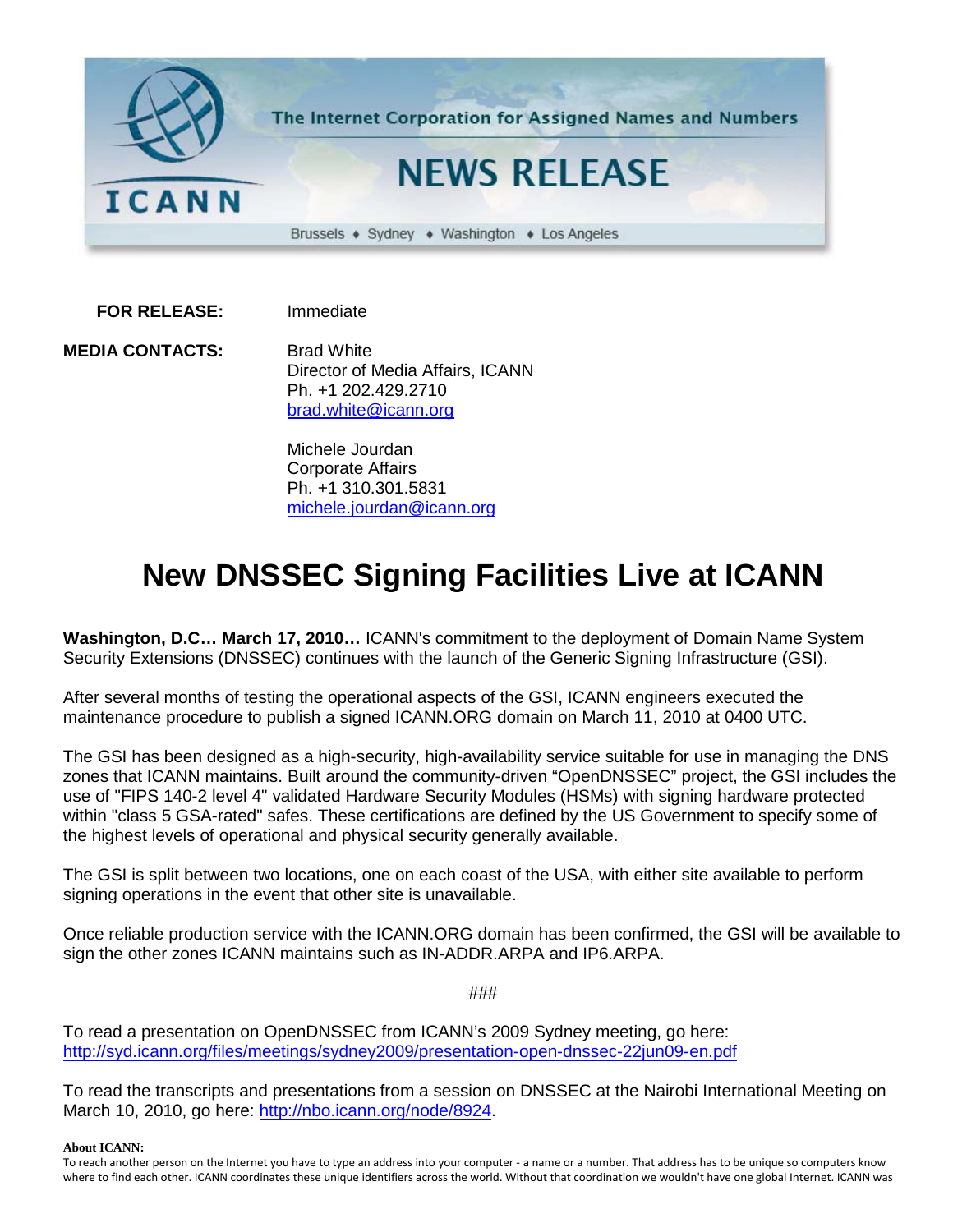The Internet Corporation for Assigned Names and Numbers

# NEWS RELEASE

ICANN

Brussels ♦ Sydney ♦ Washington ♦ Los Angeles

**FOR RELEASE:** Immediate

**MEDIA CONTACTS:**

Brad White
Director of Media Affairs, ICANN
Ph. +1 202.429.2710
brad.white@icann.org

Michele Jourdan
Corporate Affairs
Ph. +1 310.301.5831
michele.jourdan@icann.org

# New DNSSEC Signing Facilities Live at ICANN

**Washington, D.C… March 17, 2010…** ICANN's commitment to the deployment of Domain Name System Security Extensions (DNSSEC) continues with the launch of the Generic Signing Infrastructure (GSI).

After several months of testing the operational aspects of the GSI, ICANN engineers executed the maintenance procedure to publish a signed ICANN.ORG domain on March 11, 2010 at 0400 UTC.

The GSI has been designed as a high-security, high-availability service suitable for use in managing the DNS zones that ICANN maintains. Built around the community-driven "OpenDNSSEC" project, the GSI includes the use of "FIPS 140-2 level 4" validated Hardware Security Modules (HSMs) with signing hardware protected within "class 5 GSA-rated" safes. These certifications are defined by the US Government to specify some of the highest levels of operational and physical security generally available.

The GSI is split between two locations, one on each coast of the USA, with either site available to perform signing operations in the event that other site is unavailable.

Once reliable production service with the ICANN.ORG domain has been confirmed, the GSI will be available to sign the other zones ICANN maintains such as IN-ADDR.ARPA and IP6.ARPA.

###

To read a presentation on OpenDNSSEC from ICANN's 2009 Sydney meeting, go here: http://syd.icann.org/files/meetings/sydney2009/presentation-open-dnssec-22jun09-en.pdf

To read the transcripts and presentations from a session on DNSSEC at the Nairobi International Meeting on March 10, 2010, go here: http://nbo.icann.org/node/8924.

**About ICANN:**

To reach another person on the Internet you have to type an address into your computer - a name or a number. That address has to be unique so computers know where to find each other. ICANN coordinates these unique identifiers across the world. Without that coordination we wouldn't have one global Internet. ICANN was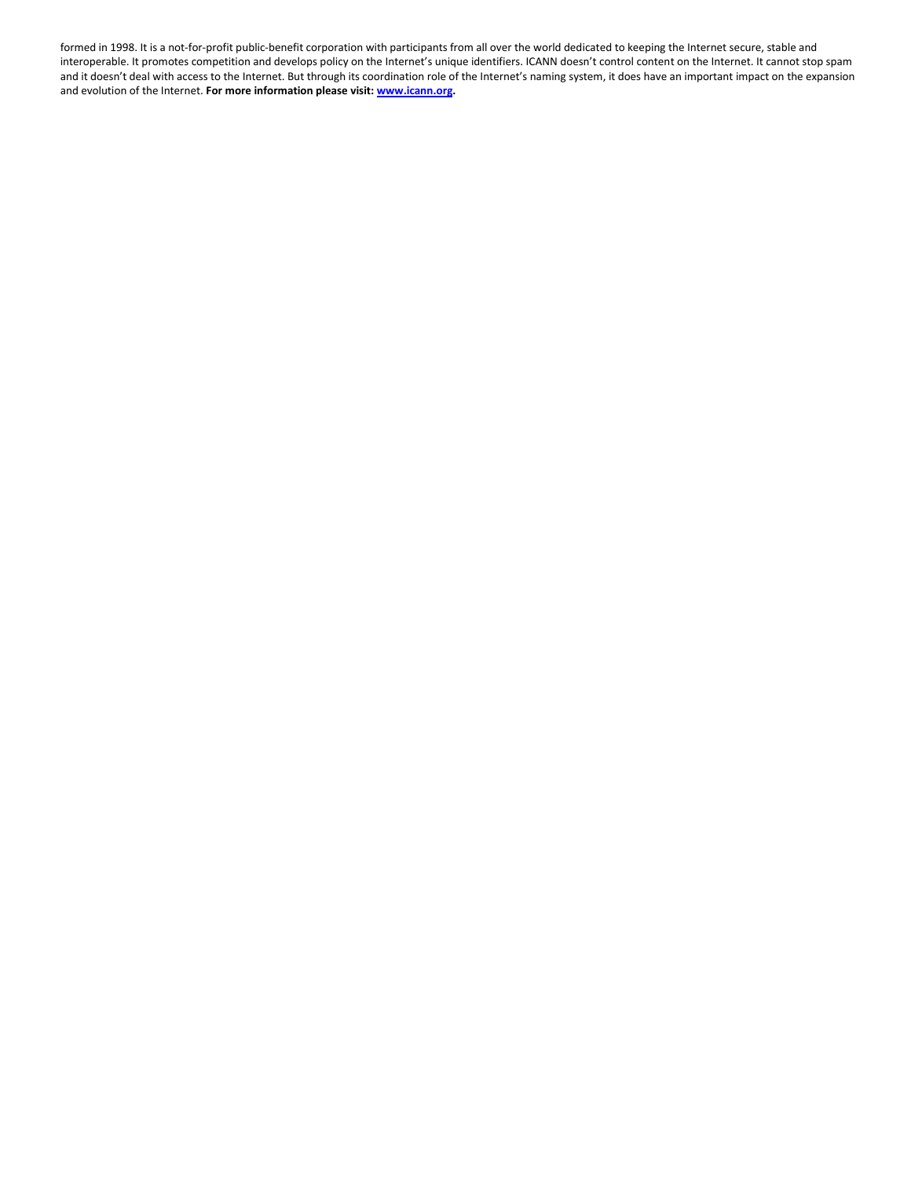formed in 1998. It is a not-for-profit public-benefit corporation with participants from all over the world dedicated to keeping the Internet secure, stable and interoperable. It promotes competition and develops policy on the Internet's unique identifiers. ICANN doesn't control content on the Internet. It cannot stop spam and it doesn't deal with access to the Internet. But through its coordination role of the Internet's naming system, it does have an important impact on the expansion and evolution of the Internet. **For more information please visit: [www.icann.org](http://www.icann.org).**